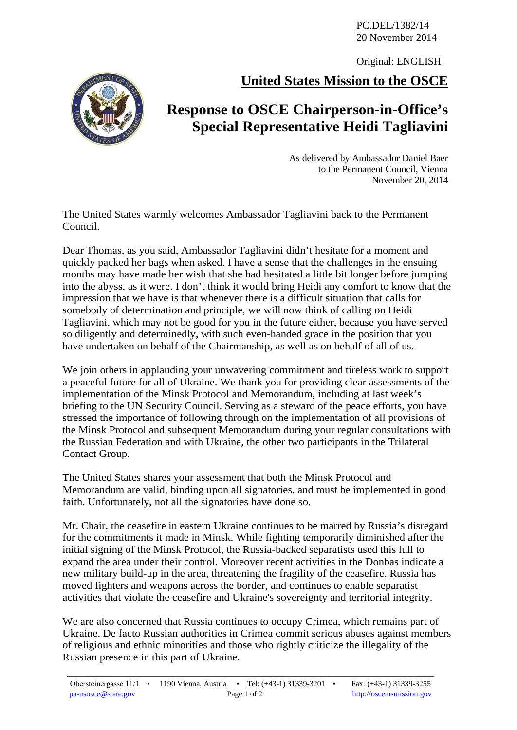PC.DEL/1382/14
20 November 2014

Original: ENGLISH

## United States Mission to the OSCE

# Response to OSCE Chairperson-in-Office's Special Representative Heidi Tagliavini

As delivered by Ambassador Daniel Baer
to the Permanent Council, Vienna
November 20, 2014

The United States warmly welcomes Ambassador Tagliavini back to the Permanent Council.

Dear Thomas, as you said, Ambassador Tagliavini didn't hesitate for a moment and quickly packed her bags when asked. I have a sense that the challenges in the ensuing months may have made her wish that she had hesitated a little bit longer before jumping into the abyss, as it were. I don't think it would bring Heidi any comfort to know that the impression that we have is that whenever there is a difficult situation that calls for somebody of determination and principle, we will now think of calling on Heidi Tagliavini, which may not be good for you in the future either, because you have served so diligently and determinedly, with such even-handed grace in the position that you have undertaken on behalf of the Chairmanship, as well as on behalf of all of us.

We join others in applauding your unwavering commitment and tireless work to support a peaceful future for all of Ukraine. We thank you for providing clear assessments of the implementation of the Minsk Protocol and Memorandum, including at last week's briefing to the UN Security Council. Serving as a steward of the peace efforts, you have stressed the importance of following through on the implementation of all provisions of the Minsk Protocol and subsequent Memorandum during your regular consultations with the Russian Federation and with Ukraine, the other two participants in the Trilateral Contact Group.

The United States shares your assessment that both the Minsk Protocol and Memorandum are valid, binding upon all signatories, and must be implemented in good faith. Unfortunately, not all the signatories have done so.

Mr. Chair, the ceasefire in eastern Ukraine continues to be marred by Russia's disregard for the commitments it made in Minsk. While fighting temporarily diminished after the initial signing of the Minsk Protocol, the Russia-backed separatists used this lull to expand the area under their control. Moreover recent activities in the Donbas indicate a new military build-up in the area, threatening the fragility of the ceasefire. Russia has moved fighters and weapons across the border, and continues to enable separatist activities that violate the ceasefire and Ukraine's sovereignty and territorial integrity.

We are also concerned that Russia continues to occupy Crimea, which remains part of Ukraine. De facto Russian authorities in Crimea commit serious abuses against members of religious and ethnic minorities and those who rightly criticize the illegality of the Russian presence in this part of Ukraine.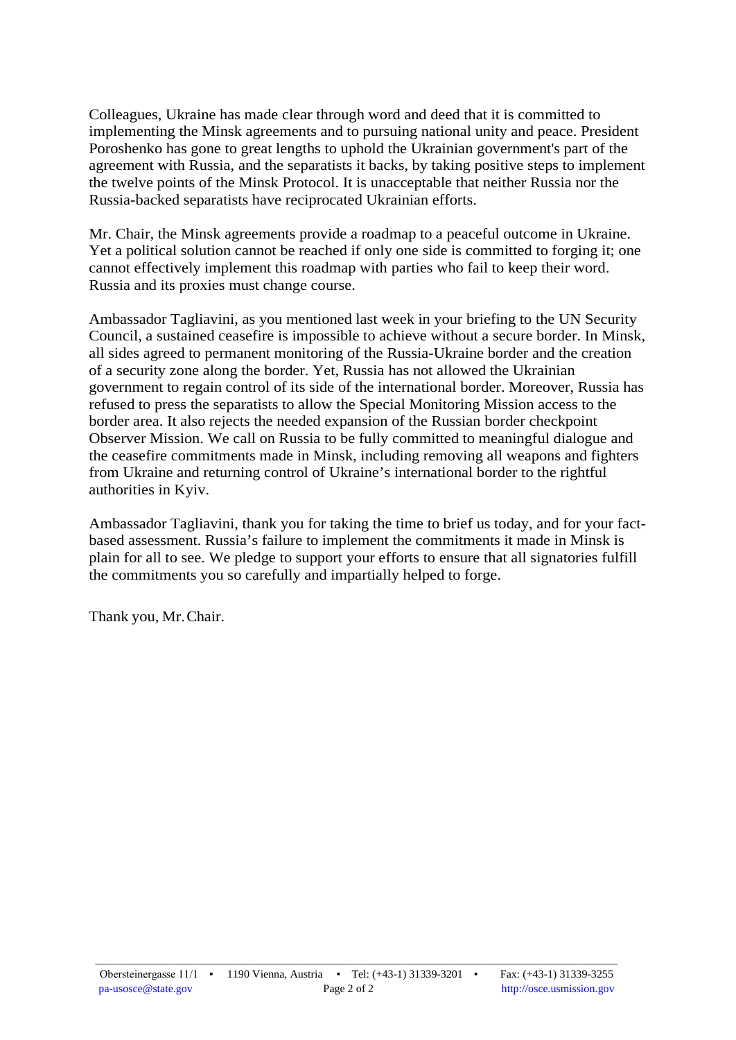Colleagues, Ukraine has made clear through word and deed that it is committed to implementing the Minsk agreements and to pursuing national unity and peace. President Poroshenko has gone to great lengths to uphold the Ukrainian government's part of the agreement with Russia, and the separatists it backs, by taking positive steps to implement the twelve points of the Minsk Protocol. It is unacceptable that neither Russia nor the Russia-backed separatists have reciprocated Ukrainian efforts.

Mr. Chair, the Minsk agreements provide a roadmap to a peaceful outcome in Ukraine. Yet a political solution cannot be reached if only one side is committed to forging it; one cannot effectively implement this roadmap with parties who fail to keep their word. Russia and its proxies must change course.

Ambassador Tagliavini, as you mentioned last week in your briefing to the UN Security Council, a sustained ceasefire is impossible to achieve without a secure border. In Minsk, all sides agreed to permanent monitoring of the Russia-Ukraine border and the creation of a security zone along the border. Yet, Russia has not allowed the Ukrainian government to regain control of its side of the international border. Moreover, Russia has refused to press the separatists to allow the Special Monitoring Mission access to the border area. It also rejects the needed expansion of the Russian border checkpoint Observer Mission. We call on Russia to be fully committed to meaningful dialogue and the ceasefire commitments made in Minsk, including removing all weapons and fighters from Ukraine and returning control of Ukraine's international border to the rightful authorities in Kyiv.

Ambassador Tagliavini, thank you for taking the time to brief us today, and for your fact-based assessment. Russia's failure to implement the commitments it made in Minsk is plain for all to see. We pledge to support your efforts to ensure that all signatories fulfill the commitments you so carefully and impartially helped to forge.

Thank you, Mr. Chair.